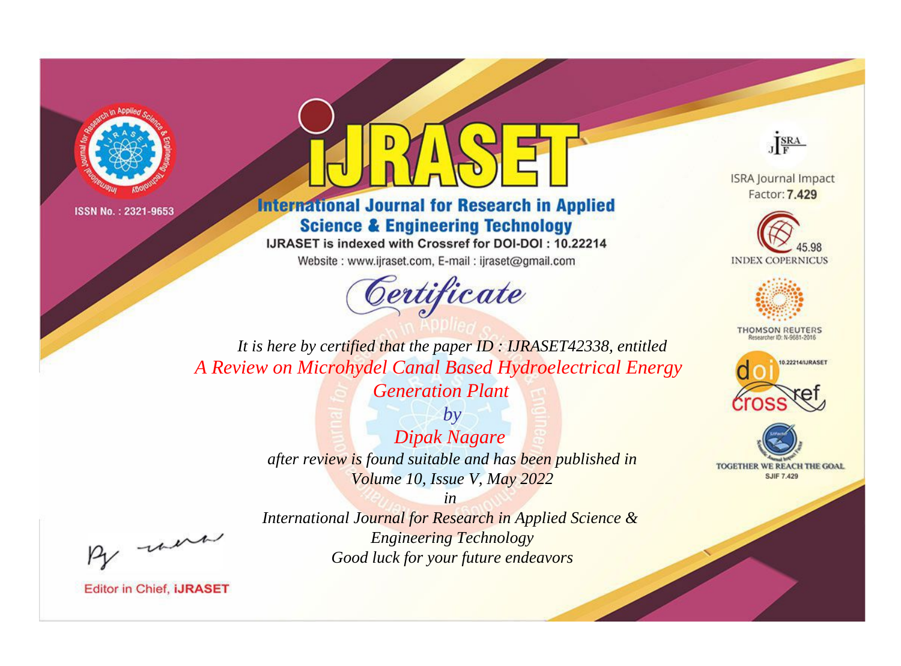ISSN No. : 2321-9653

# IJRASET

## International Journal for Research in Applied Science & Engineering Technology

IJRASET is indexed with Crossref for DOI-DOI : 10.22214

Website : www.ijraset.com, E-mail : ijraset@gmail.com

ISRA Journal Impact Factor: **7.429**

45.98 INDEX COPERNICUS

THOMSON REUTERS Researcher ID: N-9681-2016

10.22214/IJRASET

TOGETHER WE REACH THE GOAL SJIF 7.429

*Certificate*

*It is here by certified that the paper ID : IJRASET42338, entitled*

*A Review on Microhydel Canal Based Hydroelectrical Energy Generation Plant*

*by*

*Dipak Nagare*

*after review is found suitable and has been published in*

*Volume 10, Issue V, May 2022*

*in*

*International Journal for Research in Applied Science & Engineering Technology*

*Good luck for your future endeavors*

Editor in Chief, iJRASET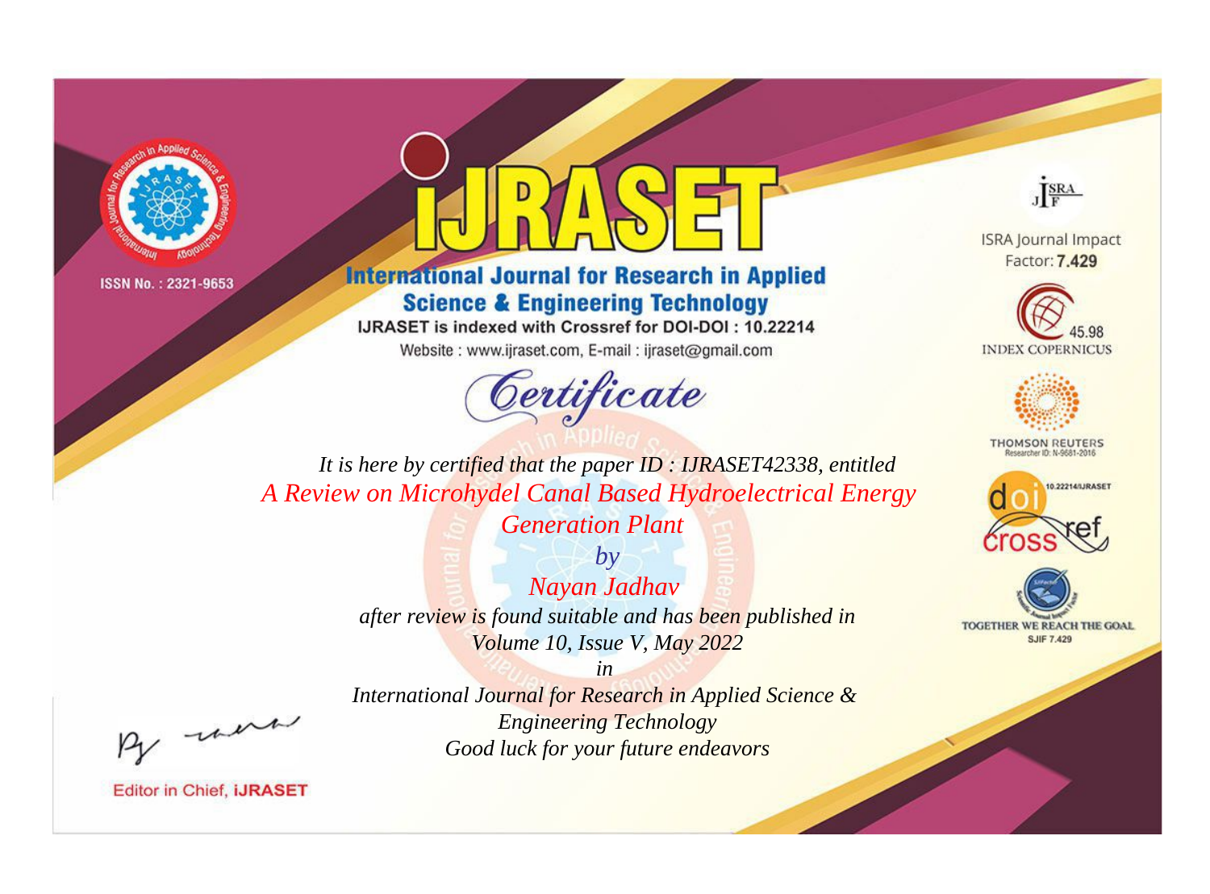ISSN No. : 2321-9653

# IJRASET

## International Journal for Research in Applied Science & Engineering Technology

IJRASET is indexed with Crossref for DOI-DOI : 10.22214

Website : www.ijraset.com, E-mail : ijraset@gmail.com

## Certificate

*It is here by certified that the paper ID : IJRASET42338, entitled*

*A Review on Microhydel Canal Based Hydroelectrical Energy Generation Plant*

*by*

*Nayan Jadhav*

*after review is found suitable and has been published in*

*Volume 10, Issue V, May 2022*

*in*

*International Journal for Research in Applied Science & Engineering Technology*

*Good luck for your future endeavors*

ISRA Journal Impact Factor: **7.429**

45.98 INDEX COPERNICUS

THOMSON REUTERS Researcher ID: N-9681-2016

10.22214/IJRASET

TOGETHER WE REACH THE GOAL SJIF 7.429

Editor in Chief, **iJRASET**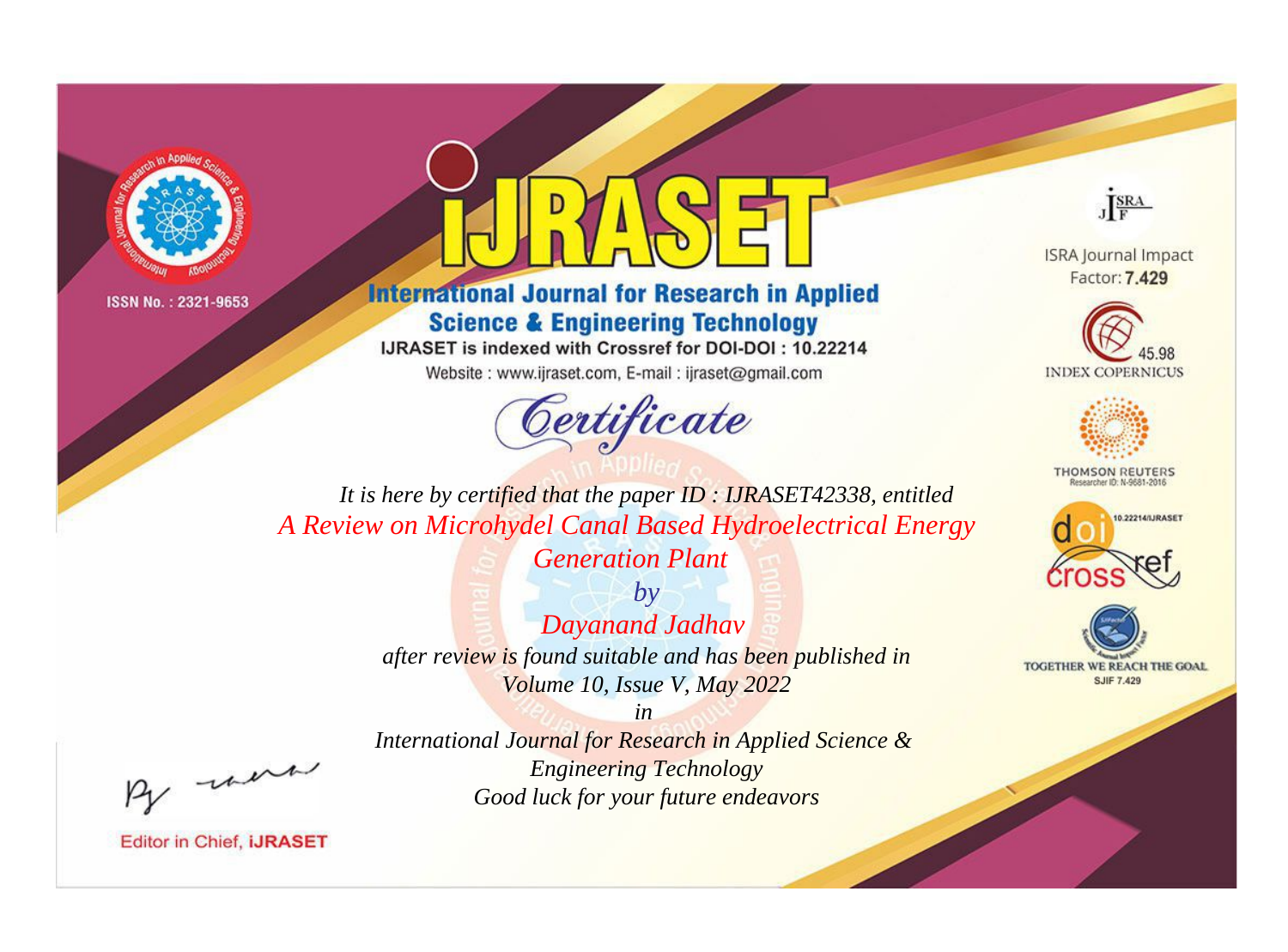ISSN No. : 2321-9653

# IJRASET

## International Journal for Research in Applied Science & Engineering Technology

IJRASET is indexed with Crossref for DOI-DOI : 10.22214

Website : www.ijraset.com, E-mail : ijraset@gmail.com

ISRA Journal Impact Factor: 7.429

45.98 INDEX COPERNICUS

THOMSON REUTERS Researcher ID: N-9681-2016

10.22214/IJRASET

TOGETHER WE REACH THE GOAL SJIF 7.429

# Certificate

*It is here by certified that the paper ID : IJRASET42338, entitled*

*A Review on Microhydel Canal Based Hydroelectrical Energy Generation Plant*

*by*

*Dayanand Jadhav*

*after review is found suitable and has been published in*

*Volume 10, Issue V, May 2022*

*in*

*International Journal for Research in Applied Science & Engineering Technology*

*Good luck for your future endeavors*

Editor in Chief, iJRASET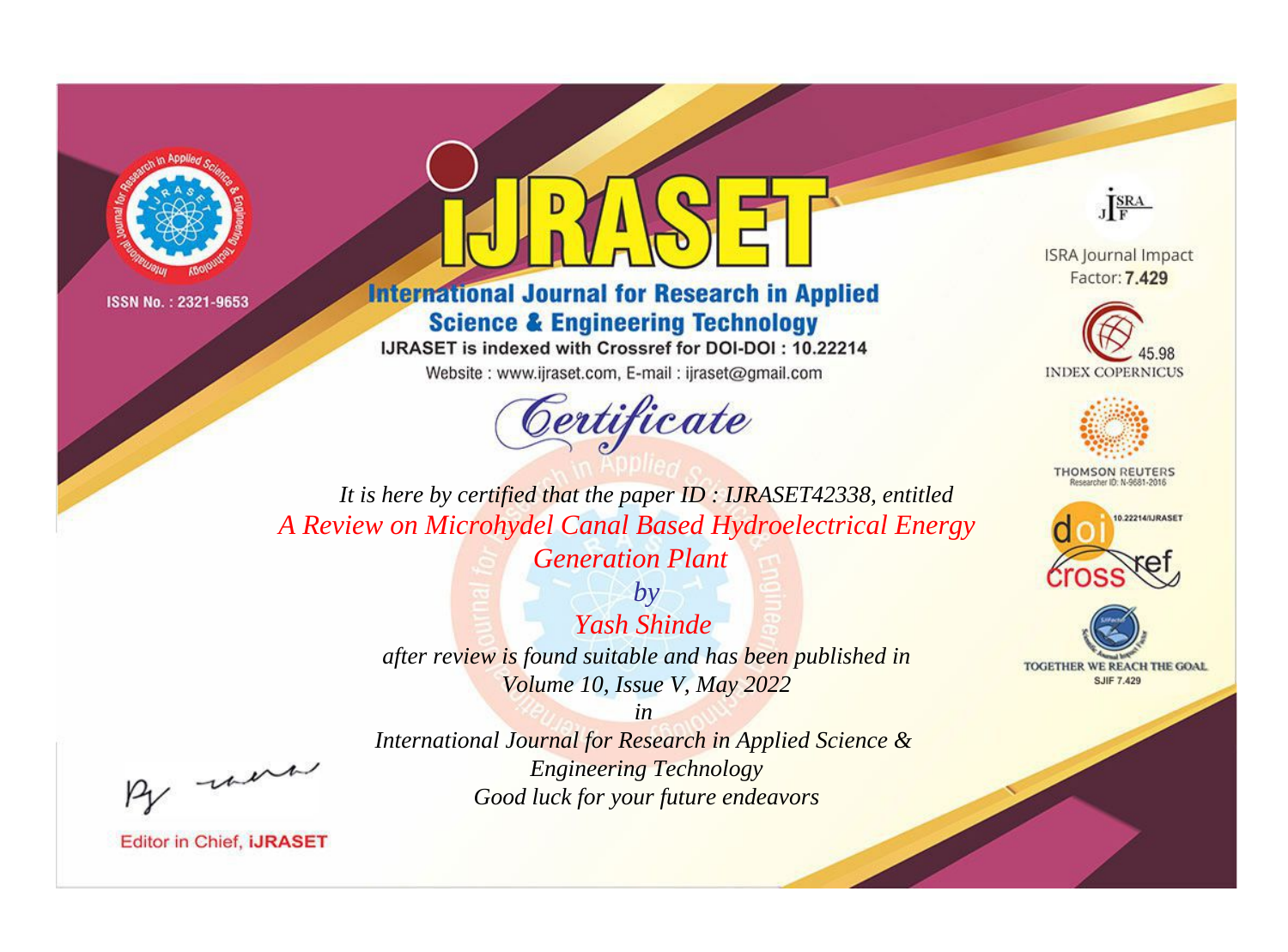ISSN No. : 2321-9653

# iJRASET

## International Journal for Research in Applied Science & Engineering Technology

IJRASET is indexed with Crossref for DOI-DOI : 10.22214

Website : www.ijraset.com, E-mail : ijraset@gmail.com

ISRA Journal Impact Factor: **7.429**

45.98 INDEX COPERNICUS

THOMSON REUTERS Researcher ID: N-9681-2016

10.22214/IJRASET

TOGETHER WE REACH THE GOAL SJIF 7.429

# *Certificate*

*It is here by certified that the paper ID : IJRASET42338, entitled*

*A Review on Microhydel Canal Based Hydroelectrical Energy Generation Plant*

*by*

*Yash Shinde*

*after review is found suitable and has been published in*

*Volume 10, Issue V, May 2022*

*in*

*International Journal for Research in Applied Science & Engineering Technology*

*Good luck for your future endeavors*

Editor in Chief, **iJRASET**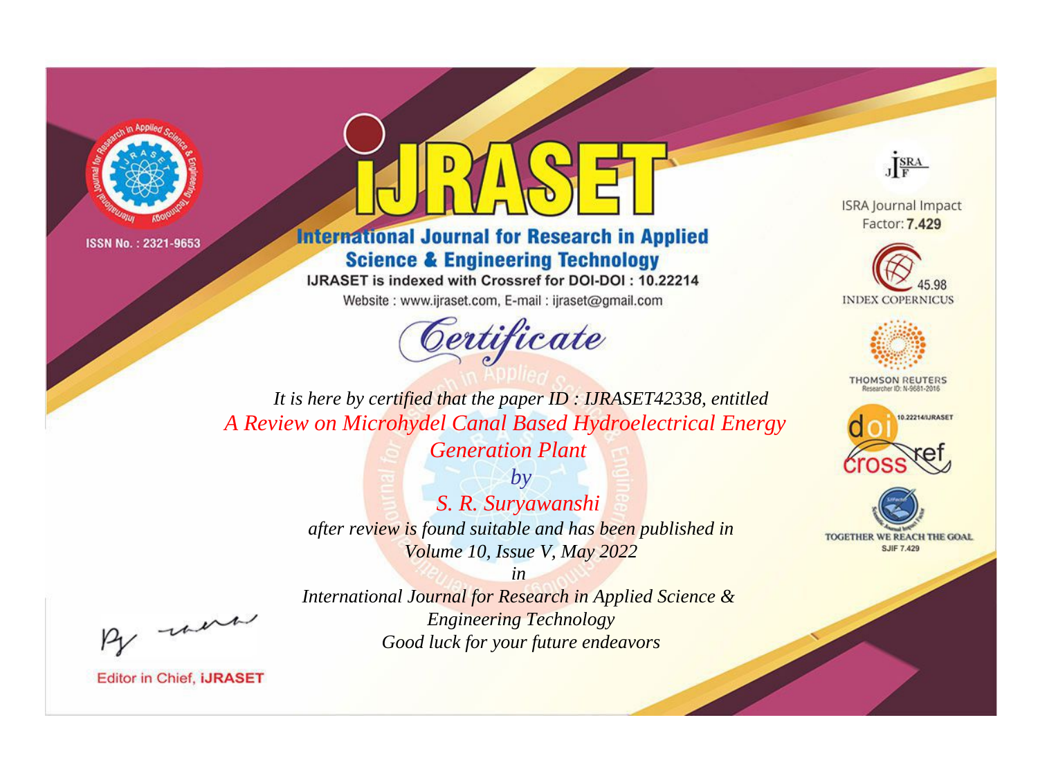ISSN No. : 2321-9653

# IJRASET

## International Journal for Research in Applied Science & Engineering Technology

IJRASET is indexed with Crossref for DOI-DOI : 10.22214

Website : www.ijraset.com, E-mail : ijraset@gmail.com

*Certificate*

*It is here by certified that the paper ID : IJRASET42338, entitled*

*A Review on Microhydel Canal Based Hydroelectrical Energy Generation Plant*

*by*

*S. R. Suryawanshi*

*after review is found suitable and has been published in*

*Volume 10, Issue V, May 2022*

*in*

*International Journal for Research in Applied Science & Engineering Technology*

*Good luck for your future endeavors*

ISRA Journal Impact Factor: **7.429**

45.98 INDEX COPERNICUS

THOMSON REUTERS

10.22214/IJRASET

TOGETHER WE REACH THE GOAL

SJIF 7.429

Editor in Chief, **iJRASET**